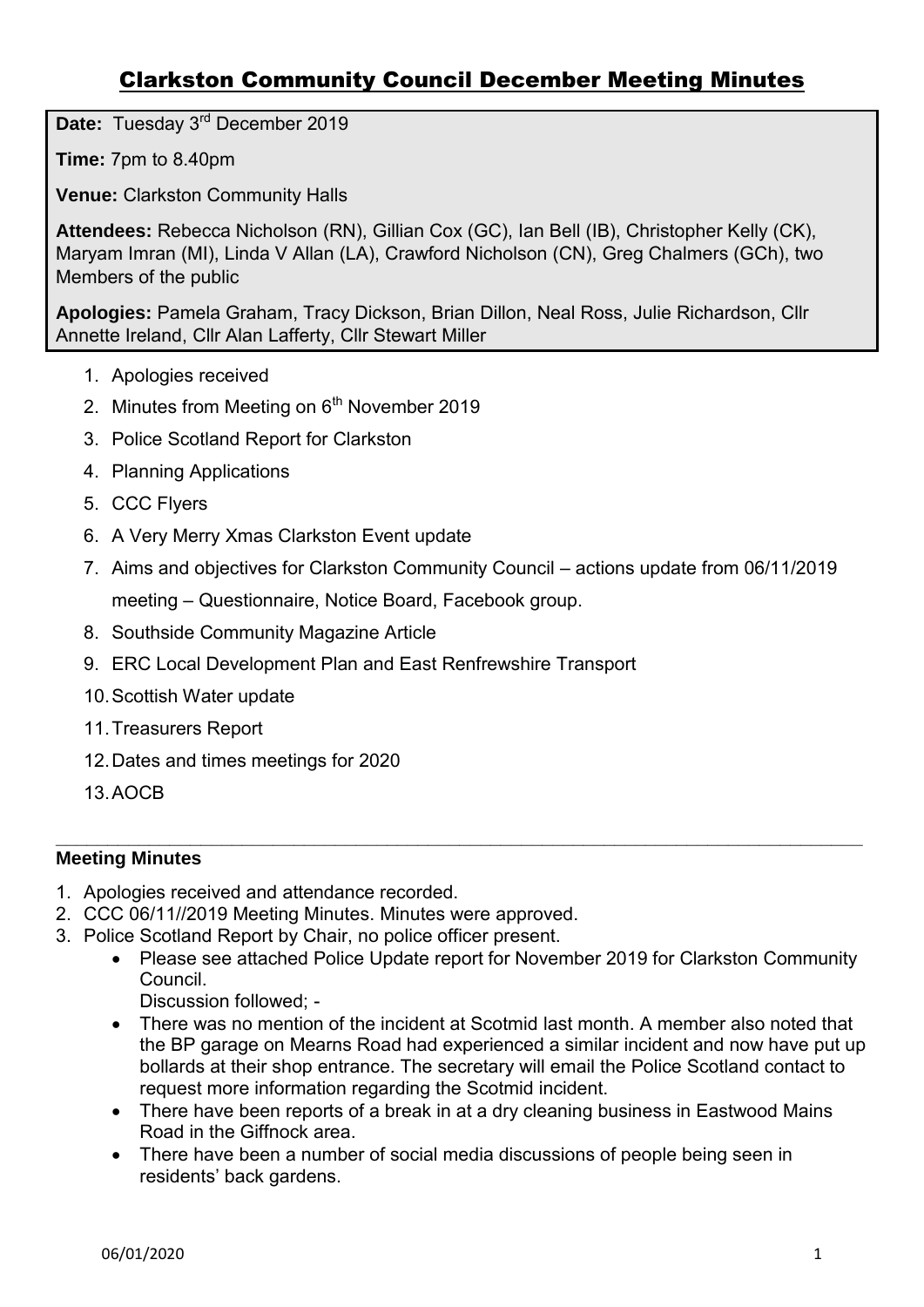# Clarkston Community Council December Meeting Minutes

**Date:** Tuesday 3rd December 2019

**Time:** 7pm to 8.40pm

**Venue:** Clarkston Community Halls

**Attendees:** Rebecca Nicholson (RN), Gillian Cox (GC), Ian Bell (IB), Christopher Kelly (CK), Maryam Imran (MI), Linda V Allan (LA), Crawford Nicholson (CN), Greg Chalmers (GCh), two Members of the public

**Apologies:** Pamela Graham, Tracy Dickson, Brian Dillon, Neal Ross, Julie Richardson, Cllr Annette Ireland, Cllr Alan Lafferty, Cllr Stewart Miller

1. Apologies received
2. Minutes from Meeting on 6th November 2019
3. Police Scotland Report for Clarkston
4. Planning Applications
5. CCC Flyers
6. A Very Merry Xmas Clarkston Event update
7. Aims and objectives for Clarkston Community Council – actions update from 06/11/2019 meeting – Questionnaire, Notice Board, Facebook group.
8. Southside Community Magazine Article
9. ERC Local Development Plan and East Renfrewshire Transport
10. Scottish Water update
11. Treasurers Report
12. Dates and times meetings for 2020
13. AOCB

---

**Meeting Minutes**

1. Apologies received and attendance recorded.
2. CCC 06/11//2019 Meeting Minutes. Minutes were approved.
3. Police Scotland Report by Chair, no police officer present.
   - Please see attached Police Update report for November 2019 for Clarkston Community Council.
     Discussion followed; -
   - There was no mention of the incident at Scotmid last month. A member also noted that the BP garage on Mearns Road had experienced a similar incident and now have put up bollards at their shop entrance. The secretary will email the Police Scotland contact to request more information regarding the Scotmid incident.
   - There have been reports of a break in at a dry cleaning business in Eastwood Mains Road in the Giffnock area.
   - There have been a number of social media discussions of people being seen in residents' back gardens.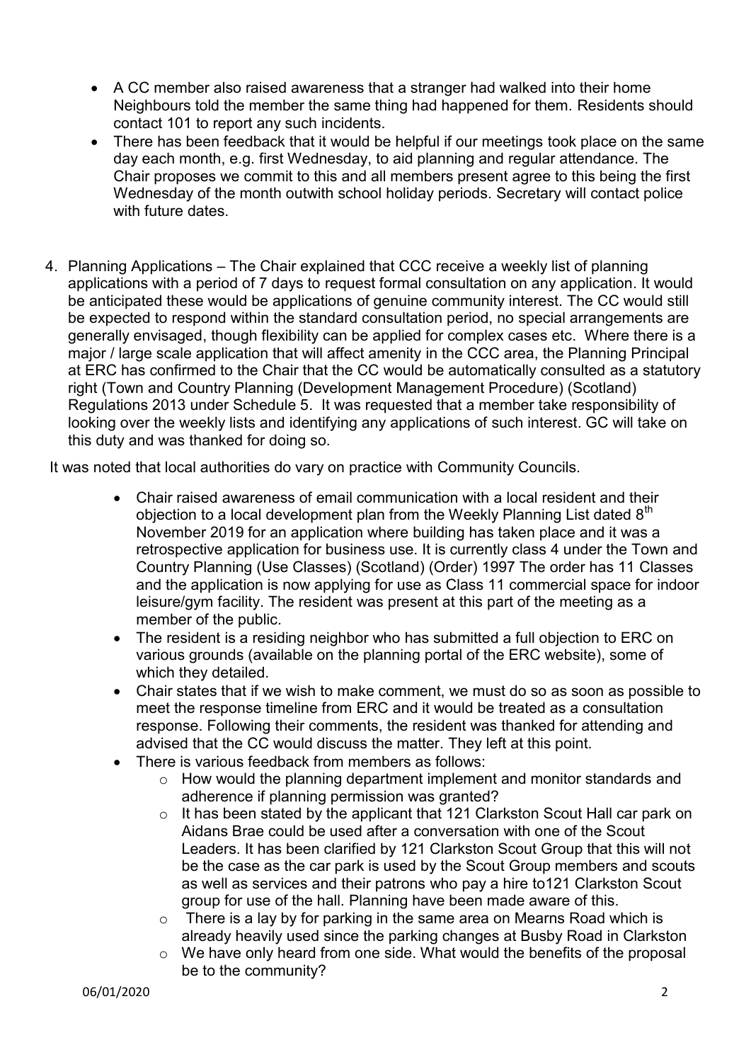- A CC member also raised awareness that a stranger had walked into their home Neighbours told the member the same thing had happened for them. Residents should contact 101 to report any such incidents.
- There has been feedback that it would be helpful if our meetings took place on the same day each month, e.g. first Wednesday, to aid planning and regular attendance. The Chair proposes we commit to this and all members present agree to this being the first Wednesday of the month outwith school holiday periods. Secretary will contact police with future dates.

4. Planning Applications – The Chair explained that CCC receive a weekly list of planning applications with a period of 7 days to request formal consultation on any application. It would be anticipated these would be applications of genuine community interest. The CC would still be expected to respond within the standard consultation period, no special arrangements are generally envisaged, though flexibility can be applied for complex cases etc. Where there is a major / large scale application that will affect amenity in the CCC area, the Planning Principal at ERC has confirmed to the Chair that the CC would be automatically consulted as a statutory right (Town and Country Planning (Development Management Procedure) (Scotland) Regulations 2013 under Schedule 5. It was requested that a member take responsibility of looking over the weekly lists and identifying any applications of such interest. GC will take on this duty and was thanked for doing so.

It was noted that local authorities do vary on practice with Community Councils.

- Chair raised awareness of email communication with a local resident and their objection to a local development plan from the Weekly Planning List dated 8th November 2019 for an application where building has taken place and it was a retrospective application for business use. It is currently class 4 under the Town and Country Planning (Use Classes) (Scotland) (Order) 1997 The order has 11 Classes and the application is now applying for use as Class 11 commercial space for indoor leisure/gym facility. The resident was present at this part of the meeting as a member of the public.
- The resident is a residing neighbor who has submitted a full objection to ERC on various grounds (available on the planning portal of the ERC website), some of which they detailed.
- Chair states that if we wish to make comment, we must do so as soon as possible to meet the response timeline from ERC and it would be treated as a consultation response. Following their comments, the resident was thanked for attending and advised that the CC would discuss the matter. They left at this point.
- There is various feedback from members as follows:
  - How would the planning department implement and monitor standards and adherence if planning permission was granted?
  - It has been stated by the applicant that 121 Clarkston Scout Hall car park on Aidans Brae could be used after a conversation with one of the Scout Leaders. It has been clarified by 121 Clarkston Scout Group that this will not be the case as the car park is used by the Scout Group members and scouts as well as services and their patrons who pay a hire to121 Clarkston Scout group for use of the hall. Planning have been made aware of this.
  - There is a lay by for parking in the same area on Mearns Road which is already heavily used since the parking changes at Busby Road in Clarkston
  - We have only heard from one side. What would the benefits of the proposal be to the community?

06/01/2020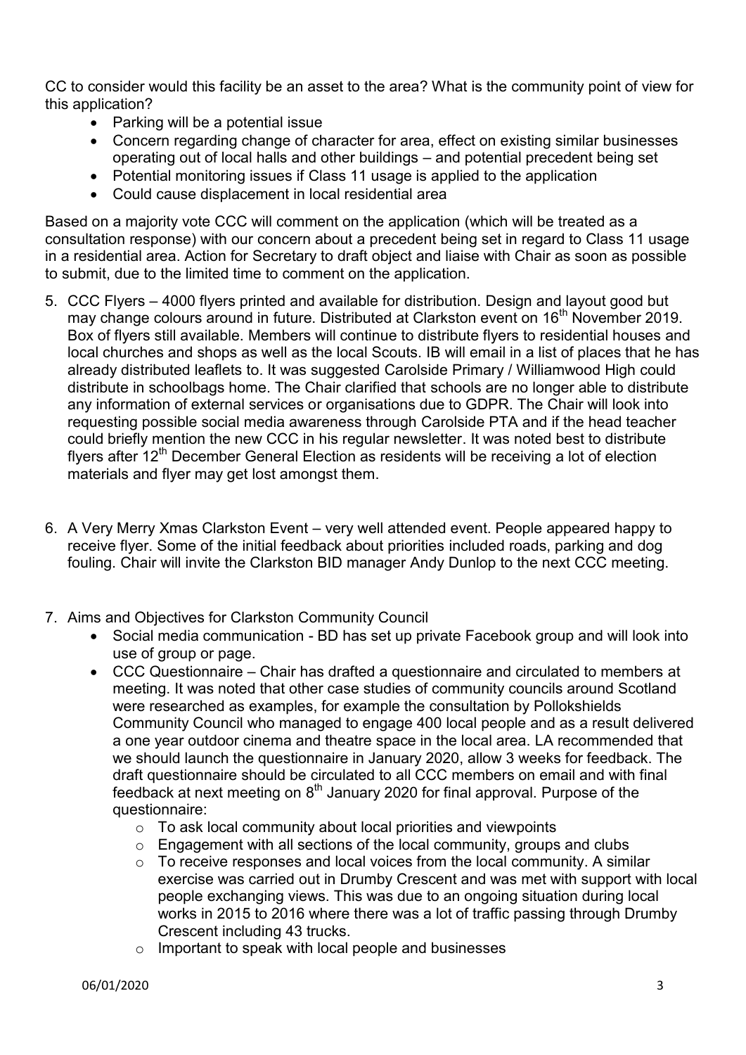CC to consider would this facility be an asset to the area? What is the community point of view for this application?

- Parking will be a potential issue
- Concern regarding change of character for area, effect on existing similar businesses operating out of local halls and other buildings – and potential precedent being set
- Potential monitoring issues if Class 11 usage is applied to the application
- Could cause displacement in local residential area

Based on a majority vote CCC will comment on the application (which will be treated as a consultation response) with our concern about a precedent being set in regard to Class 11 usage in a residential area. Action for Secretary to draft object and liaise with Chair as soon as possible to submit, due to the limited time to comment on the application.

5. CCC Flyers – 4000 flyers printed and available for distribution. Design and layout good but may change colours around in future. Distributed at Clarkston event on 16th November 2019. Box of flyers still available. Members will continue to distribute flyers to residential houses and local churches and shops as well as the local Scouts. IB will email in a list of places that he has already distributed leaflets to. It was suggested Carolside Primary / Williamwood High could distribute in schoolbags home. The Chair clarified that schools are no longer able to distribute any information of external services or organisations due to GDPR. The Chair will look into requesting possible social media awareness through Carolside PTA and if the head teacher could briefly mention the new CCC in his regular newsletter. It was noted best to distribute flyers after 12th December General Election as residents will be receiving a lot of election materials and flyer may get lost amongst them.

6. A Very Merry Xmas Clarkston Event – very well attended event. People appeared happy to receive flyer. Some of the initial feedback about priorities included roads, parking and dog fouling. Chair will invite the Clarkston BID manager Andy Dunlop to the next CCC meeting.

7. Aims and Objectives for Clarkston Community Council
   - Social media communication - BD has set up private Facebook group and will look into use of group or page.
   - CCC Questionnaire – Chair has drafted a questionnaire and circulated to members at meeting. It was noted that other case studies of community councils around Scotland were researched as examples, for example the consultation by Pollokshields Community Council who managed to engage 400 local people and as a result delivered a one year outdoor cinema and theatre space in the local area. LA recommended that we should launch the questionnaire in January 2020, allow 3 weeks for feedback. The draft questionnaire should be circulated to all CCC members on email and with final feedback at next meeting on 8th January 2020 for final approval. Purpose of the questionnaire:
     - To ask local community about local priorities and viewpoints
     - Engagement with all sections of the local community, groups and clubs
     - To receive responses and local voices from the local community. A similar exercise was carried out in Drumby Crescent and was met with support with local people exchanging views. This was due to an ongoing situation during local works in 2015 to 2016 where there was a lot of traffic passing through Drumby Crescent including 43 trucks.
     - Important to speak with local people and businesses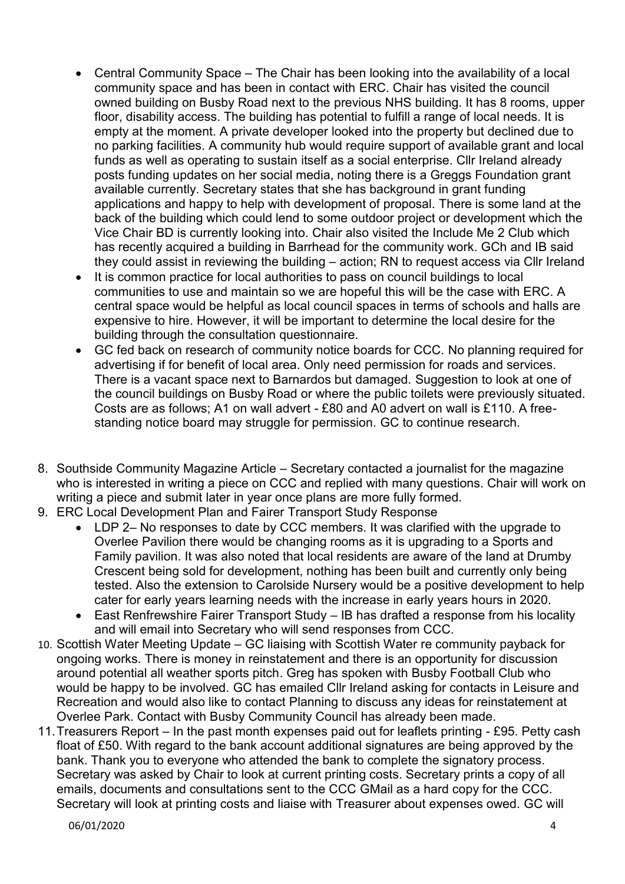- Central Community Space – The Chair has been looking into the availability of a local community space and has been in contact with ERC. Chair has visited the council owned building on Busby Road next to the previous NHS building. It has 8 rooms, upper floor, disability access. The building has potential to fulfill a range of local needs. It is empty at the moment. A private developer looked into the property but declined due to no parking facilities. A community hub would require support of available grant and local funds as well as operating to sustain itself as a social enterprise. Cllr Ireland already posts funding updates on her social media, noting there is a Greggs Foundation grant available currently. Secretary states that she has background in grant funding applications and happy to help with development of proposal. There is some land at the back of the building which could lend to some outdoor project or development which the Vice Chair BD is currently looking into. Chair also visited the Include Me 2 Club which has recently acquired a building in Barrhead for the community work. GCh and IB said they could assist in reviewing the building – action; RN to request access via Cllr Ireland
- It is common practice for local authorities to pass on council buildings to local communities to use and maintain so we are hopeful this will be the case with ERC. A central space would be helpful as local council spaces in terms of schools and halls are expensive to hire. However, it will be important to determine the local desire for the building through the consultation questionnaire.
- GC fed back on research of community notice boards for CCC. No planning required for advertising if for benefit of local area. Only need permission for roads and services. There is a vacant space next to Barnardos but damaged. Suggestion to look at one of the council buildings on Busby Road or where the public toilets were previously situated. Costs are as follows; A1 on wall advert - £80 and A0 advert on wall is £110. A free-standing notice board may struggle for permission. GC to continue research.

8. Southside Community Magazine Article – Secretary contacted a journalist for the magazine who is interested in writing a piece on CCC and replied with many questions. Chair will work on writing a piece and submit later in year once plans are more fully formed.
9. ERC Local Development Plan and Fairer Transport Study Response
   - LDP 2– No responses to date by CCC members. It was clarified with the upgrade to Overlee Pavilion there would be changing rooms as it is upgrading to a Sports and Family pavilion. It was also noted that local residents are aware of the land at Drumby Crescent being sold for development, nothing has been built and currently only being tested. Also the extension to Carolside Nursery would be a positive development to help cater for early years learning needs with the increase in early years hours in 2020.
   - East Renfrewshire Fairer Transport Study – IB has drafted a response from his locality and will email into Secretary who will send responses from CCC.
10. Scottish Water Meeting Update – GC liaising with Scottish Water re community payback for ongoing works. There is money in reinstatement and there is an opportunity for discussion around potential all weather sports pitch. Greg has spoken with Busby Football Club who would be happy to be involved. GC has emailed Cllr Ireland asking for contacts in Leisure and Recreation and would also like to contact Planning to discuss any ideas for reinstatement at Overlee Park. Contact with Busby Community Council has already been made.
11. Treasurers Report – In the past month expenses paid out for leaflets printing - £95. Petty cash float of £50. With regard to the bank account additional signatures are being approved by the bank. Thank you to everyone who attended the bank to complete the signatory process. Secretary was asked by Chair to look at current printing costs. Secretary prints a copy of all emails, documents and consultations sent to the CCC GMail as a hard copy for the CCC. Secretary will look at printing costs and liaise with Treasurer about expenses owed. GC will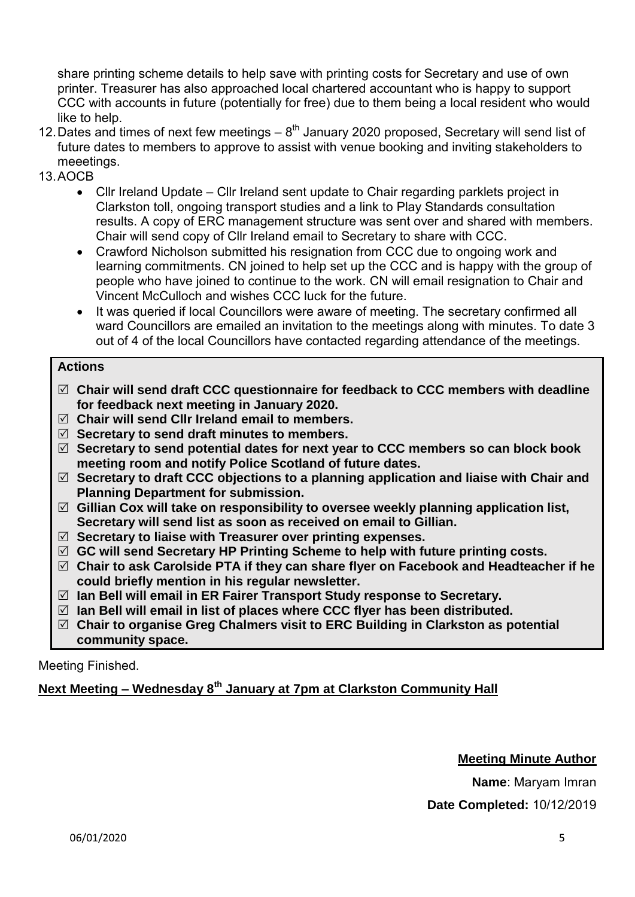share printing scheme details to help save with printing costs for Secretary and use of own printer. Treasurer has also approached local chartered accountant who is happy to support CCC with accounts in future (potentially for free) due to them being a local resident who would like to help.

12. Dates and times of next few meetings – 8th January 2020 proposed, Secretary will send list of future dates to members to approve to assist with venue booking and inviting stakeholders to meeetings.
13. AOCB
    - Cllr Ireland Update – Cllr Ireland sent update to Chair regarding parklets project in Clarkston toll, ongoing transport studies and a link to Play Standards consultation results. A copy of ERC management structure was sent over and shared with members. Chair will send copy of Cllr Ireland email to Secretary to share with CCC.
    - Crawford Nicholson submitted his resignation from CCC due to ongoing work and learning commitments. CN joined to help set up the CCC and is happy with the group of people who have joined to continue to the work. CN will email resignation to Chair and Vincent McCulloch and wishes CCC luck for the future.
    - It was queried if local Councillors were aware of meeting. The secretary confirmed all ward Councillors are emailed an invitation to the meetings along with minutes. To date 3 out of 4 of the local Councillors have contacted regarding attendance of the meetings.

**Actions**

- ☑ **Chair will send draft CCC questionnaire for feedback to CCC members with deadline for feedback next meeting in January 2020.**
- ☑ **Chair will send Cllr Ireland email to members.**
- ☑ **Secretary to send draft minutes to members.**
- ☑ **Secretary to send potential dates for next year to CCC members so can block book meeting room and notify Police Scotland of future dates.**
- ☑ **Secretary to draft CCC objections to a planning application and liaise with Chair and Planning Department for submission.**
- ☑ **Gillian Cox will take on responsibility to oversee weekly planning application list, Secretary will send list as soon as received on email to Gillian.**
- ☑ **Secretary to liaise with Treasurer over printing expenses.**
- ☑ **GC will send Secretary HP Printing Scheme to help with future printing costs.**
- ☑ **Chair to ask Carolside PTA if they can share flyer on Facebook and Headteacher if he could briefly mention in his regular newsletter.**
- ☑ **Ian Bell will email in ER Fairer Transport Study response to Secretary.**
- ☑ **Ian Bell will email in list of places where CCC flyer has been distributed.**
- ☑ **Chair to organise Greg Chalmers visit to ERC Building in Clarkston as potential community space.**

Meeting Finished.

**Next Meeting – Wednesday 8th January at 7pm at Clarkston Community Hall**

**Meeting Minute Author**

**Name**: Maryam Imran

**Date Completed:** 10/12/2019

06/01/2020